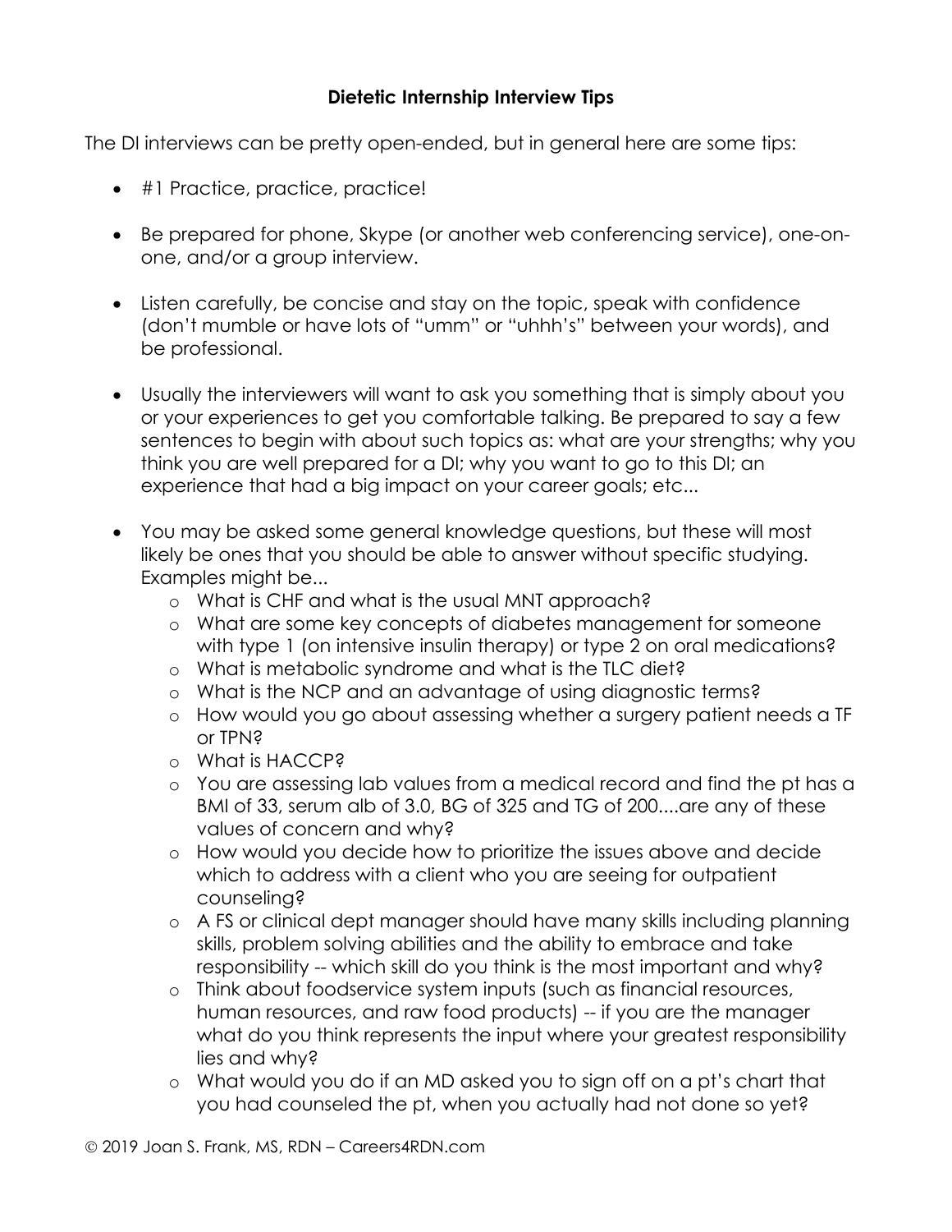# Dietetic Internship Interview Tips

The DI interviews can be pretty open-ended, but in general here are some tips:

- #1 Practice, practice, practice!
- Be prepared for phone, Skype (or another web conferencing service), one-on-one, and/or a group interview.
- Listen carefully, be concise and stay on the topic, speak with confidence (don't mumble or have lots of "umm" or "uhhh's" between your words), and be professional.
- Usually the interviewers will want to ask you something that is simply about you or your experiences to get you comfortable talking. Be prepared to say a few sentences to begin with about such topics as: what are your strengths; why you think you are well prepared for a DI; why you want to go to this DI; an experience that had a big impact on your career goals; etc...
- You may be asked some general knowledge questions, but these will most likely be ones that you should be able to answer without specific studying. Examples might be...
  - What is CHF and what is the usual MNT approach?
  - What are some key concepts of diabetes management for someone with type 1 (on intensive insulin therapy) or type 2 on oral medications?
  - What is metabolic syndrome and what is the TLC diet?
  - What is the NCP and an advantage of using diagnostic terms?
  - How would you go about assessing whether a surgery patient needs a TF or TPN?
  - What is HACCP?
  - You are assessing lab values from a medical record and find the pt has a BMI of 33, serum alb of 3.0, BG of 325 and TG of 200....are any of these values of concern and why?
  - How would you decide how to prioritize the issues above and decide which to address with a client who you are seeing for outpatient counseling?
  - A FS or clinical dept manager should have many skills including planning skills, problem solving abilities and the ability to embrace and take responsibility -- which skill do you think is the most important and why?
  - Think about foodservice system inputs (such as financial resources, human resources, and raw food products) -- if you are the manager what do you think represents the input where your greatest responsibility lies and why?
  - What would you do if an MD asked you to sign off on a pt's chart that you had counseled the pt, when you actually had not done so yet?

© 2019 Joan S. Frank, MS, RDN – Careers4RDN.com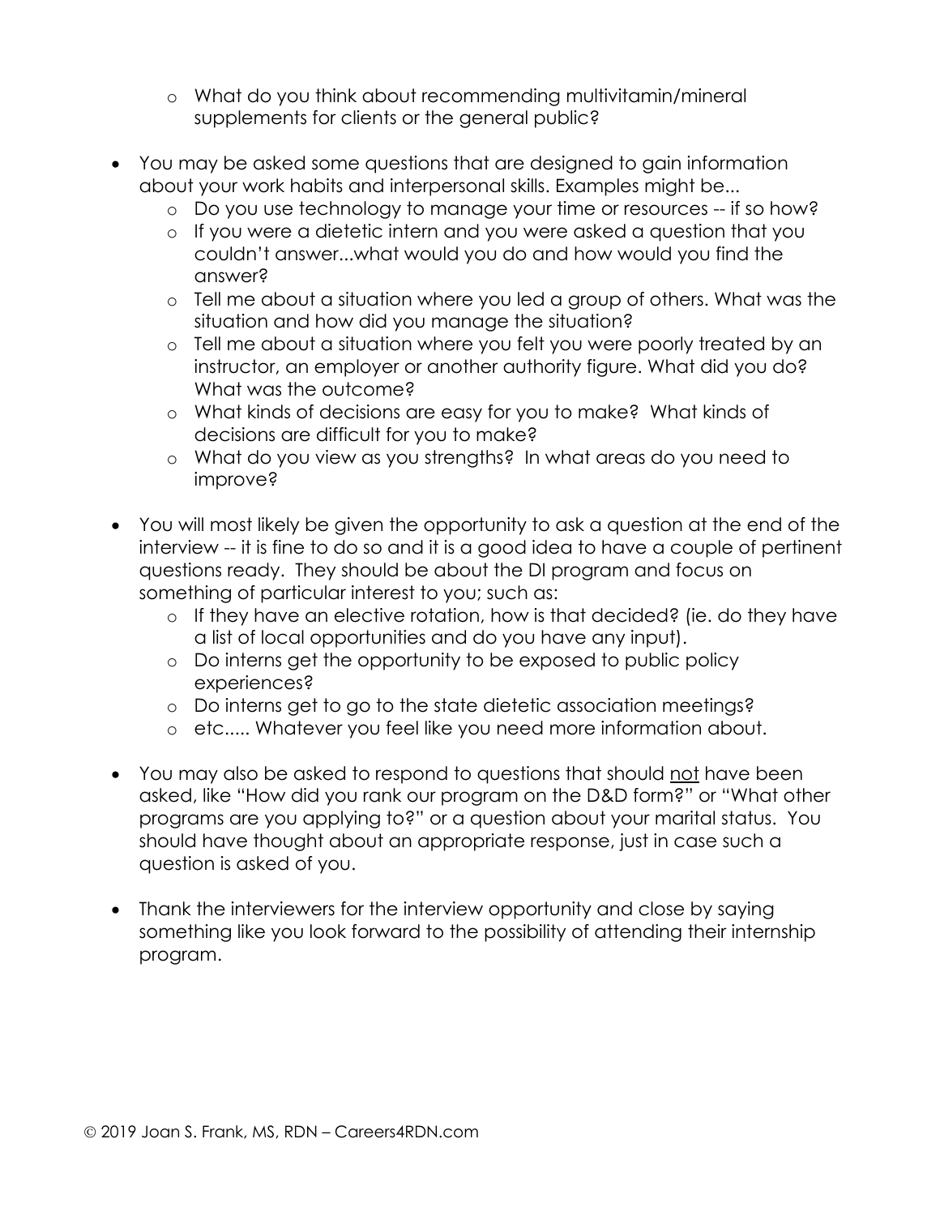- What do you think about recommending multivitamin/mineral supplements for clients or the general public?

- You may be asked some questions that are designed to gain information about your work habits and interpersonal skills. Examples might be...
  - Do you use technology to manage your time or resources -- if so how?
  - If you were a dietetic intern and you were asked a question that you couldn't answer...what would you do and how would you find the answer?
  - Tell me about a situation where you led a group of others. What was the situation and how did you manage the situation?
  - Tell me about a situation where you felt you were poorly treated by an instructor, an employer or another authority figure. What did you do? What was the outcome?
  - What kinds of decisions are easy for you to make? What kinds of decisions are difficult for you to make?
  - What do you view as you strengths? In what areas do you need to improve?

- You will most likely be given the opportunity to ask a question at the end of the interview -- it is fine to do so and it is a good idea to have a couple of pertinent questions ready. They should be about the DI program and focus on something of particular interest to you; such as:
  - If they have an elective rotation, how is that decided? (ie. do they have a list of local opportunities and do you have any input).
  - Do interns get the opportunity to be exposed to public policy experiences?
  - Do interns get to go to the state dietetic association meetings?
  - etc..... Whatever you feel like you need more information about.

- You may also be asked to respond to questions that should <u>not</u> have been asked, like "How did you rank our program on the D&D form?" or "What other programs are you applying to?" or a question about your marital status. You should have thought about an appropriate response, just in case such a question is asked of you.

- Thank the interviewers for the interview opportunity and close by saying something like you look forward to the possibility of attending their internship program.

© 2019 Joan S. Frank, MS, RDN – Careers4RDN.com